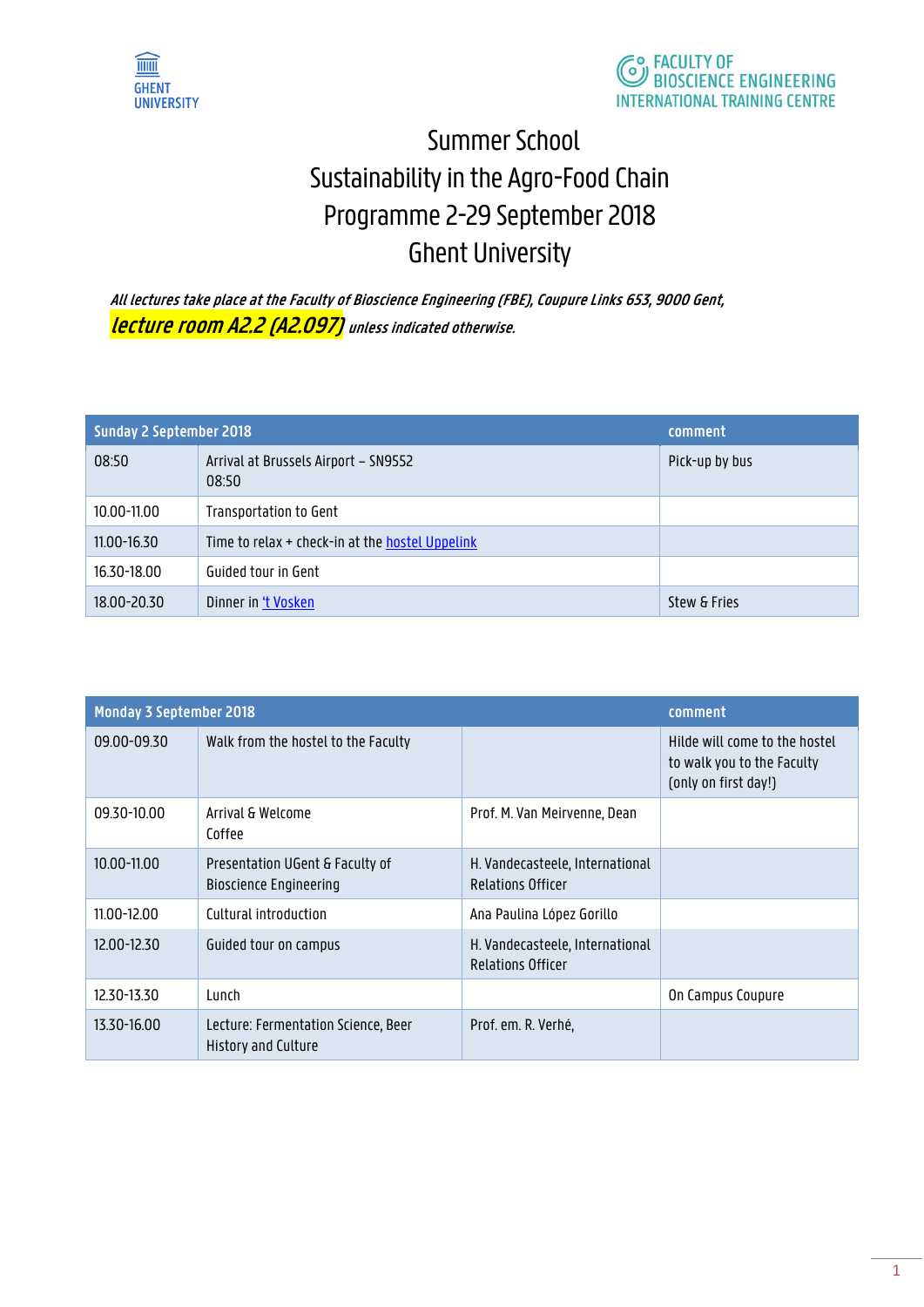GHENT UNIVERSITY

FACULTY OF BIOSCIENCE ENGINEERING
INTERNATIONAL TRAINING CENTRE

# Summer School
# Sustainability in the Agro-Food Chain
# Programme 2-29 September 2018
# Ghent University

***All lectures take place at the Faculty of Bioscience Engineering (FBE), Coupure Links 653, 9000 Gent, lecture room A2.2 (A2.097) unless indicated otherwise.***

| Sunday 2 September 2018 | | comment |
|---|---|---|
| 08:50 | Arrival at Brussels Airport – SN9552 08:50 | Pick-up by bus |
| 10.00-11.00 | Transportation to Gent | |
| 11.00-16.30 | Time to relax + check-in at the hostel Uppelink | |
| 16.30-18.00 | Guided tour in Gent | |
| 18.00-20.30 | Dinner in 't Vosken | Stew & Fries |

| Monday 3 September 2018 | | | comment |
|---|---|---|---|
| 09.00-09.30 | Walk from the hostel to the Faculty | | Hilde will come to the hostel to walk you to the Faculty (only on first day!) |
| 09.30-10.00 | Arrival & Welcome Coffee | Prof. M. Van Meirvenne, Dean | |
| 10.00-11.00 | Presentation UGent & Faculty of Bioscience Engineering | H. Vandecasteele, International Relations Officer | |
| 11.00-12.00 | Cultural introduction | Ana Paulina López Gorillo | |
| 12.00-12.30 | Guided tour on campus | H. Vandecasteele, International Relations Officer | |
| 12.30-13.30 | Lunch | | On Campus Coupure |
| 13.30-16.00 | Lecture: Fermentation Science, Beer History and Culture | Prof. em. R. Verhé, | |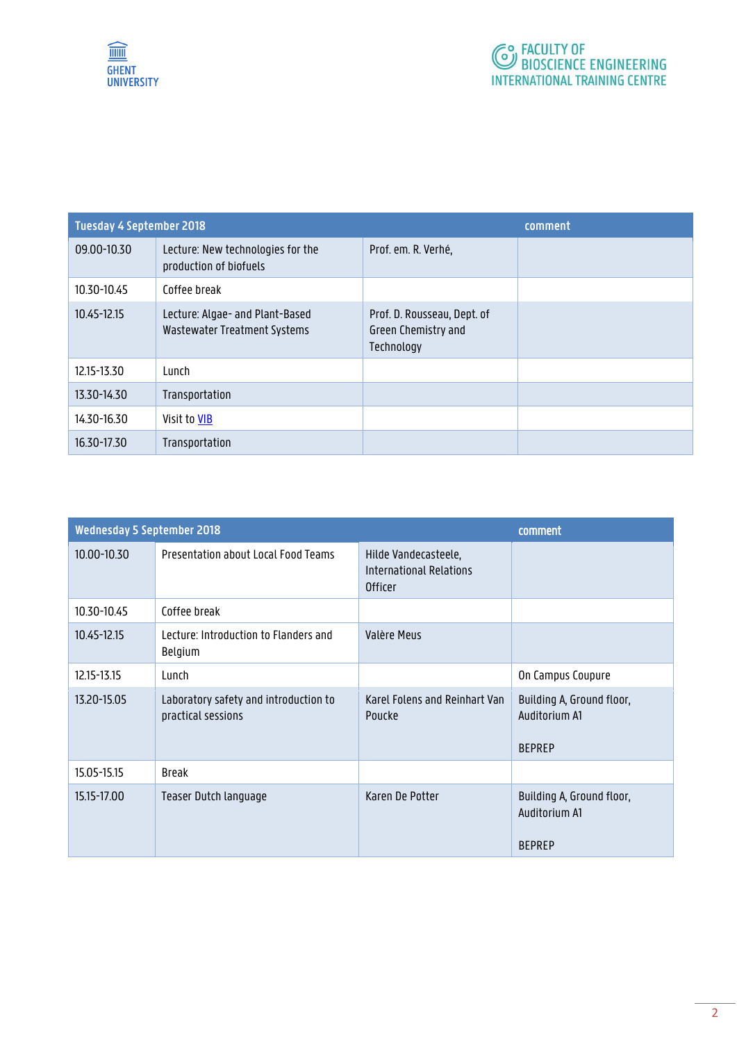| Tuesday 4 September 2018 | | | comment |
|---|---|---|---|
| 09.00-10.30 | Lecture: New technologies for the production of biofuels | Prof. em. R. Verhé, | |
| 10.30-10.45 | Coffee break | | |
| 10.45-12.15 | Lecture: Algae- and Plant-Based Wastewater Treatment Systems | Prof. D. Rousseau, Dept. of Green Chemistry and Technology | |
| 12.15-13.30 | Lunch | | |
| 13.30-14.30 | Transportation | | |
| 14.30-16.30 | Visit to VIB | | |
| 16.30-17.30 | Transportation | | |

| Wednesday 5 September 2018 | | | comment |
|---|---|---|---|
| 10.00-10.30 | Presentation about Local Food Teams | Hilde Vandecasteele, International Relations Officer | |
| 10.30-10.45 | Coffee break | | |
| 10.45-12.15 | Lecture: Introduction to Flanders and Belgium | Valère Meus | |
| 12.15-13.15 | Lunch | | On Campus Coupure |
| 13.20-15.05 | Laboratory safety and introduction to practical sessions | Karel Folens and Reinhart Van Poucke | Building A, Ground floor, Auditorium A1<br><br>BEPREP |
| 15.05-15.15 | Break | | |
| 15.15-17.00 | Teaser Dutch language | Karen De Potter | Building A, Ground floor, Auditorium A1<br><br>BEPREP |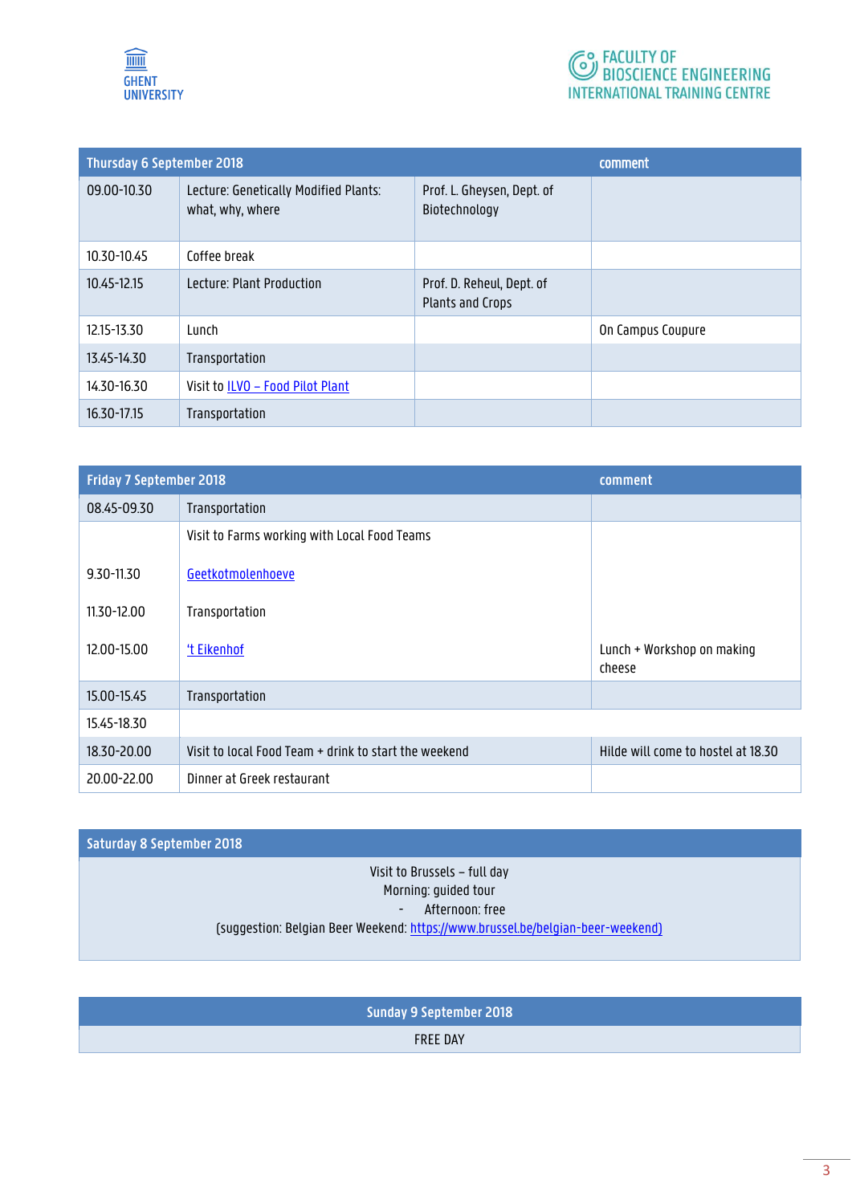| Thursday 6 September 2018 | | | comment |
|---|---|---|---|
| 09.00-10.30 | Lecture: Genetically Modified Plants: what, why, where | Prof. L. Gheysen, Dept. of Biotechnology | |
| 10.30-10.45 | Coffee break | | |
| 10.45-12.15 | Lecture: Plant Production | Prof. D. Reheul, Dept. of Plants and Crops | |
| 12.15-13.30 | Lunch | | On Campus Coupure |
| 13.45-14.30 | Transportation | | |
| 14.30-16.30 | Visit to ILVO – Food Pilot Plant | | |
| 16.30-17.15 | Transportation | | |

| Friday 7 September 2018 | | comment |
|---|---|---|
| 08.45-09.30 | Transportation | |
| | Visit to Farms working with Local Food Teams | |
| 9.30-11.30 | Geetkotmolenhoeve | |
| 11.30-12.00 | Transportation | |
| 12.00-15.00 | 't Eikenhof | Lunch + Workshop on making cheese |
| 15.00-15.45 | Transportation | |
| 15.45-18.30 | | |
| 18.30-20.00 | Visit to local Food Team + drink to start the weekend | Hilde will come to hostel at 18.30 |
| 20.00-22.00 | Dinner at Greek restaurant | |

| Saturday 8 September 2018 |
|---|
| Visit to Brussels – full day<br>Morning: guided tour<br>- Afternoon: free<br>(suggestion: Belgian Beer Weekend: https://www.brussel.be/belgian-beer-weekend) |

| Sunday 9 September 2018 |
|---|
| FREE DAY |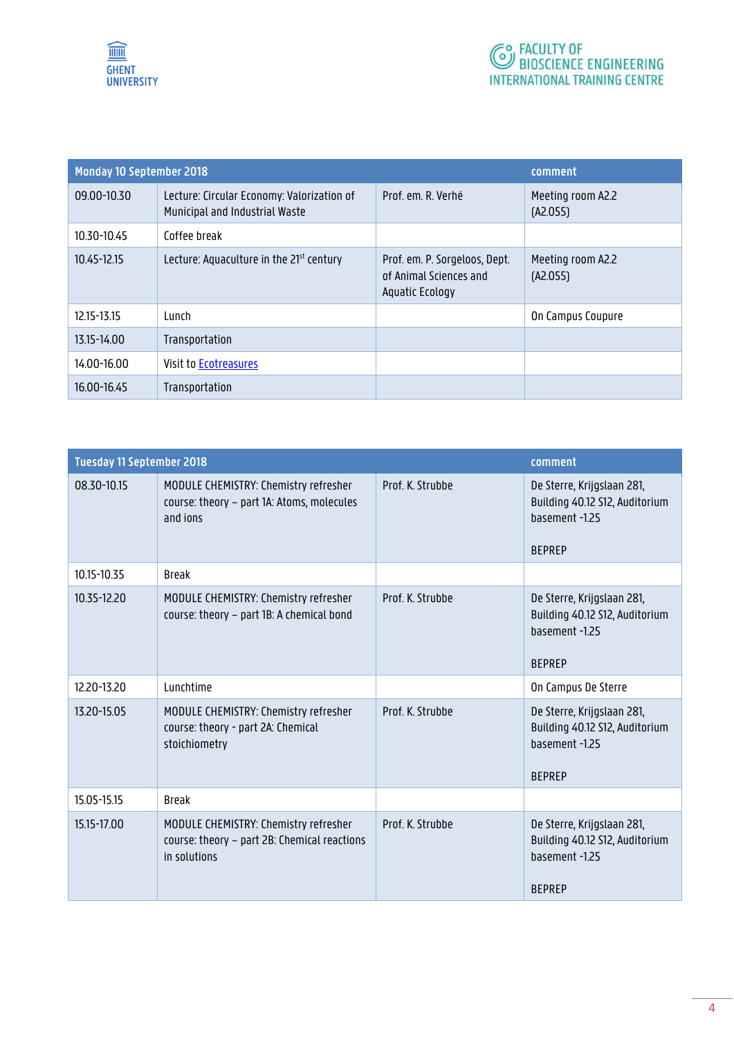| Monday 10 September 2018 | | | comment |
|---|---|---|---|
| 09.00-10.30 | Lecture: Circular Economy: Valorization of Municipal and Industrial Waste | Prof. em. R. Verhé | Meeting room A2.2 (A2.055) |
| 10.30-10.45 | Coffee break | | |
| 10.45-12.15 | Lecture: Aquaculture in the 21st century | Prof. em. P. Sorgeloos, Dept. of Animal Sciences and Aquatic Ecology | Meeting room A2.2 (A2.055) |
| 12.15-13.15 | Lunch | | On Campus Coupure |
| 13.15-14.00 | Transportation | | |
| 14.00-16.00 | Visit to Ecotreasures | | |
| 16.00-16.45 | Transportation | | |

| Tuesday 11 September 2018 | | | comment |
|---|---|---|---|
| 08.30-10.15 | MODULE CHEMISTRY: Chemistry refresher course: theory – part 1A: Atoms, molecules and ions | Prof. K. Strubbe | De Sterre, Krijgslaan 281, Building 40.12 S12, Auditorium basement -1.25<br><br>BEPREP |
| 10.15-10.35 | Break | | |
| 10.35-12.20 | MODULE CHEMISTRY: Chemistry refresher course: theory – part 1B: A chemical bond | Prof. K. Strubbe | De Sterre, Krijgslaan 281, Building 40.12 S12, Auditorium basement -1.25<br><br>BEPREP |
| 12.20-13.20 | Lunchtime | | On Campus De Sterre |
| 13.20-15.05 | MODULE CHEMISTRY: Chemistry refresher course: theory - part 2A: Chemical stoichiometry | Prof. K. Strubbe | De Sterre, Krijgslaan 281, Building 40.12 S12, Auditorium basement -1.25<br><br>BEPREP |
| 15.05-15.15 | Break | | |
| 15.15-17.00 | MODULE CHEMISTRY: Chemistry refresher course: theory – part 2B: Chemical reactions in solutions | Prof. K. Strubbe | De Sterre, Krijgslaan 281, Building 40.12 S12, Auditorium basement -1.25<br><br>BEPREP |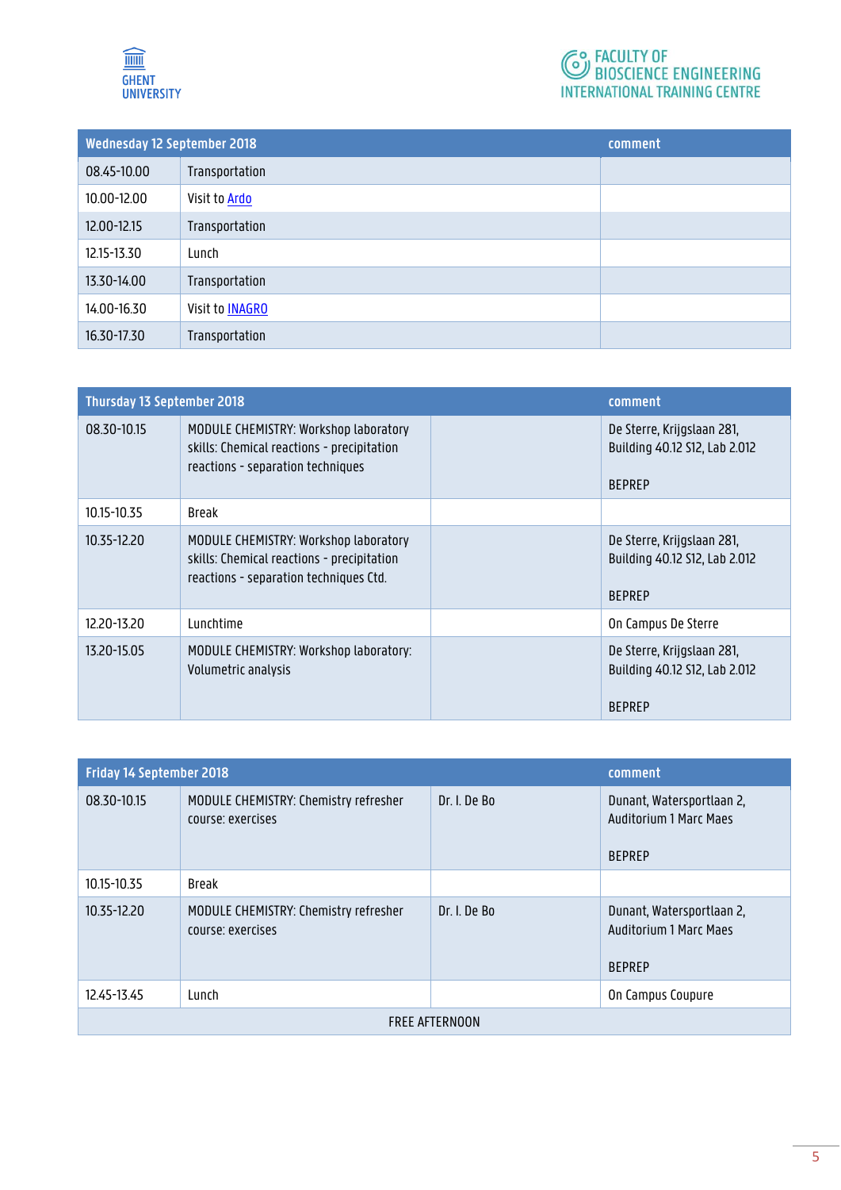| Wednesday 12 September 2018 | | comment |
|---|---|---|
| 08.45-10.00 | Transportation | |
| 10.00-12.00 | Visit to Ardo | |
| 12.00-12.15 | Transportation | |
| 12.15-13.30 | Lunch | |
| 13.30-14.00 | Transportation | |
| 14.00-16.30 | Visit to INAGRO | |
| 16.30-17.30 | Transportation | |

| Thursday 13 September 2018 | | | comment |
|---|---|---|---|
| 08.30-10.15 | MODULE CHEMISTRY: Workshop laboratory skills: Chemical reactions - precipitation reactions - separation techniques | | De Sterre, Krijgslaan 281, Building 40.12 S12, Lab 2.012<br><br>BEPREP |
| 10.15-10.35 | Break | | |
| 10.35-12.20 | MODULE CHEMISTRY: Workshop laboratory skills: Chemical reactions - precipitation reactions - separation techniques Ctd. | | De Sterre, Krijgslaan 281, Building 40.12 S12, Lab 2.012<br><br>BEPREP |
| 12.20-13.20 | Lunchtime | | On Campus De Sterre |
| 13.20-15.05 | MODULE CHEMISTRY: Workshop laboratory: Volumetric analysis | | De Sterre, Krijgslaan 281, Building 40.12 S12, Lab 2.012<br><br>BEPREP |

| Friday 14 September 2018 | | | comment |
|---|---|---|---|
| 08.30-10.15 | MODULE CHEMISTRY: Chemistry refresher course: exercises | Dr. I. De Bo | Dunant, Watersportlaan 2, Auditorium 1 Marc Maes<br><br>BEPREP |
| 10.15-10.35 | Break | | |
| 10.35-12.20 | MODULE CHEMISTRY: Chemistry refresher course: exercises | Dr. I. De Bo | Dunant, Watersportlaan 2, Auditorium 1 Marc Maes<br><br>BEPREP |
| 12.45-13.45 | Lunch | | On Campus Coupure |
| FREE AFTERNOON | | | |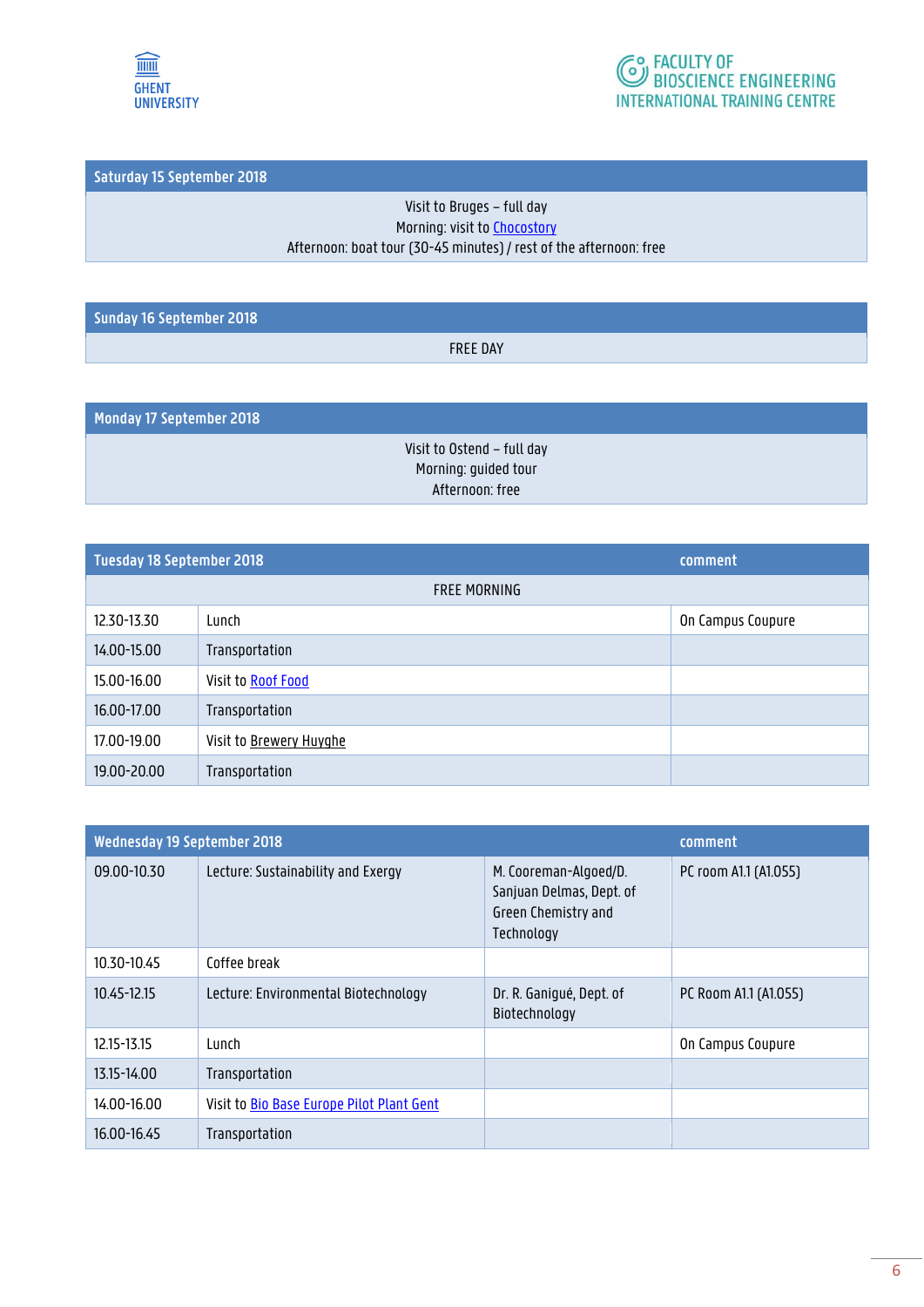| Saturday 15 September 2018 |
|---|
| Visit to Bruges – full day<br>Morning: visit to Chocostory<br>Afternoon: boat tour (30-45 minutes) / rest of the afternoon: free |

| Sunday 16 September 2018 |
|---|
| FREE DAY |

| Monday 17 September 2018 |
|---|
| Visit to Ostend – full day<br>Morning: guided tour<br>Afternoon: free |

| Tuesday 18 September 2018 | | comment |
|---|---|---|
| FREE MORNING | | |
| 12.30-13.30 | Lunch | On Campus Coupure |
| 14.00-15.00 | Transportation | |
| 15.00-16.00 | Visit to Roof Food | |
| 16.00-17.00 | Transportation | |
| 17.00-19.00 | Visit to Brewery Huyghe | |
| 19.00-20.00 | Transportation | |

| Wednesday 19 September 2018 | | | comment |
|---|---|---|---|
| 09.00-10.30 | Lecture: Sustainability and Exergy | M. Cooreman-Algoed/D. Sanjuan Delmas, Dept. of Green Chemistry and Technology | PC room A1.1 (A1.055) |
| 10.30-10.45 | Coffee break | | |
| 10.45-12.15 | Lecture: Environmental Biotechnology | Dr. R. Ganigué, Dept. of Biotechnology | PC Room A1.1 (A1.055) |
| 12.15-13.15 | Lunch | | On Campus Coupure |
| 13.15-14.00 | Transportation | | |
| 14.00-16.00 | Visit to Bio Base Europe Pilot Plant Gent | | |
| 16.00-16.45 | Transportation | | |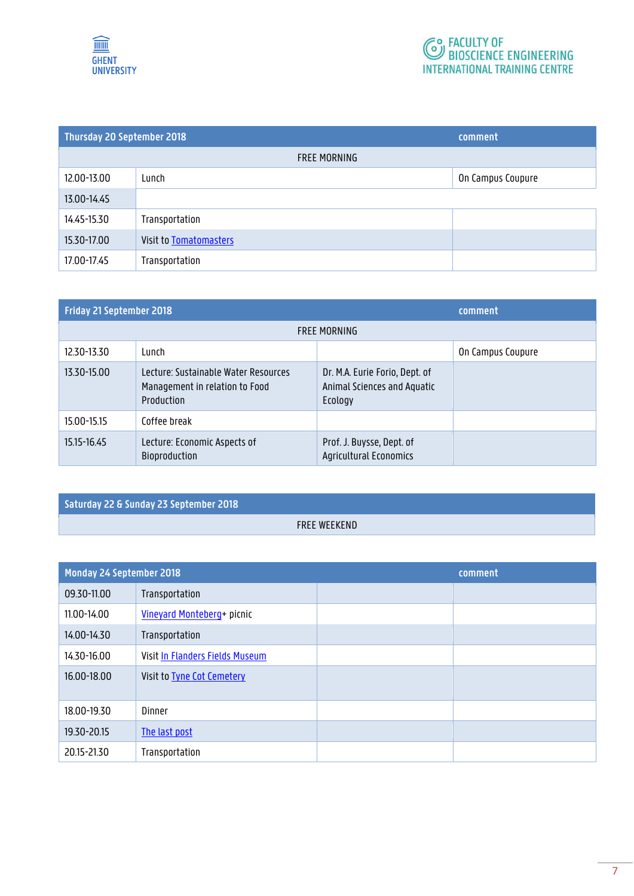| Thursday 20 September 2018 | | comment |
|---|---|---|
| FREE MORNING | | |
| 12.00-13.00 | Lunch | On Campus Coupure |
| 13.00-14.45 | | |
| 14.45-15.30 | Transportation | |
| 15.30-17.00 | Visit to Tomatomasters | |
| 17.00-17.45 | Transportation | |

| Friday 21 September 2018 | | | comment |
|---|---|---|---|
| FREE MORNING | | | |
| 12.30-13.30 | Lunch | | On Campus Coupure |
| 13.30-15.00 | Lecture: Sustainable Water Resources Management in relation to Food Production | Dr. M.A. Eurie Forio, Dept. of Animal Sciences and Aquatic Ecology | |
| 15.00-15.15 | Coffee break | | |
| 15.15-16.45 | Lecture: Economic Aspects of Bioproduction | Prof. J. Buysse, Dept. of Agricultural Economics | |

| Saturday 22 & Sunday 23 September 2018 |
|---|
| FREE WEEKEND |

| Monday 24 September 2018 | | | comment |
|---|---|---|---|
| 09.30-11.00 | Transportation | | |
| 11.00-14.00 | Vineyard Monteberg+ picnic | | |
| 14.00-14.30 | Transportation | | |
| 14.30-16.00 | Visit In Flanders Fields Museum | | |
| 16.00-18.00 | Visit to Tyne Cot Cemetery | | |
| 18.00-19.30 | Dinner | | |
| 19.30-20.15 | The last post | | |
| 20.15-21.30 | Transportation | | |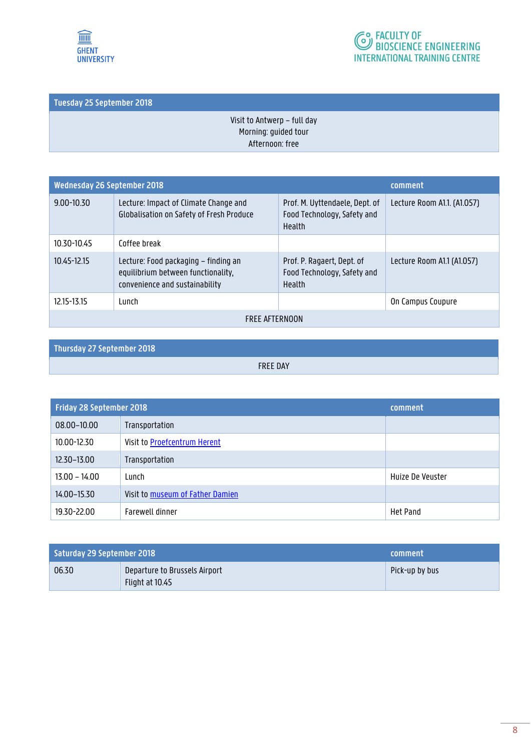GHENT UNIVERSITY

FACULTY OF BIOSCIENCE ENGINEERING
INTERNATIONAL TRAINING CENTRE

| Tuesday 25 September 2018 |
|---|
| Visit to Antwerp – full day<br>Morning: guided tour<br>Afternoon: free |

| Wednesday 26 September 2018 | | | comment |
|---|---|---|---|
| 9.00-10.30 | Lecture: Impact of Climate Change and Globalisation on Safety of Fresh Produce | Prof. M. Uyttendaele, Dept. of Food Technology, Safety and Health | Lecture Room A1.1. (A1.057) |
| 10.30-10.45 | Coffee break | | |
| 10.45-12.15 | Lecture: Food packaging – finding an equilibrium between functionality, convenience and sustainability | Prof. P. Ragaert, Dept. of Food Technology, Safety and Health | Lecture Room A1.1 (A1.057) |
| 12.15-13.15 | Lunch | | On Campus Coupure |
| FREE AFTERNOON | | | |

| Thursday 27 September 2018 |
|---|
| FREE DAY |

| Friday 28 September 2018 | | comment |
|---|---|---|
| 08.00–10.00 | Transportation | |
| 10.00-12.30 | Visit to Proefcentrum Herent | |
| 12.30–13.00 | Transportation | |
| 13.00 – 14.00 | Lunch | Huize De Veuster |
| 14.00–15.30 | Visit to museum of Father Damien | |
| 19.30-22.00 | Farewell dinner | Het Pand |

| Saturday 29 September 2018 | | comment |
|---|---|---|
| 06.30 | Departure to Brussels Airport<br>Flight at 10.45 | Pick-up by bus |